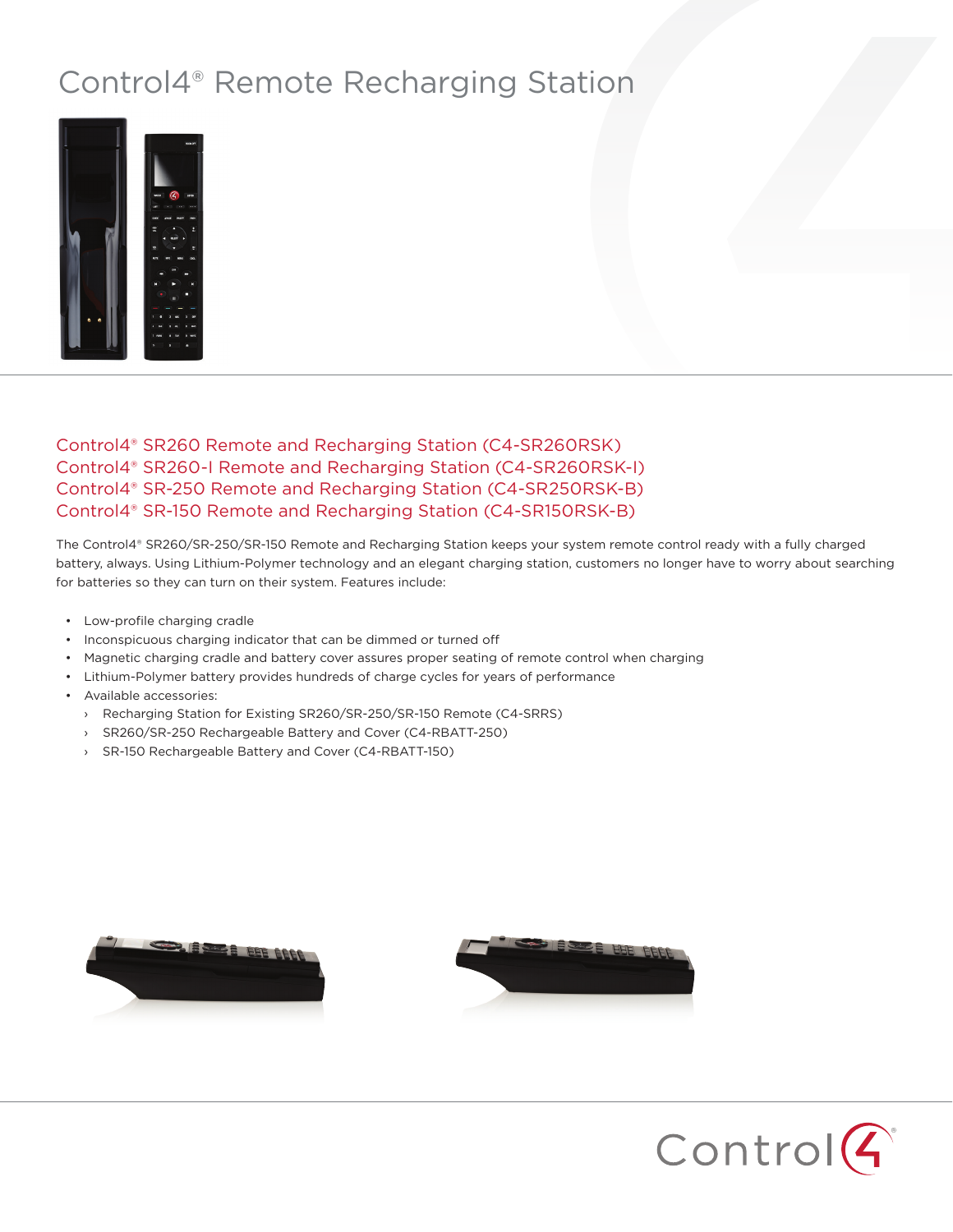# Control4® Remote Recharging Station

## Control4® SR260 Remote and Recharging Station (C4-SR260RSK)
## Control4® SR260-I Remote and Recharging Station (C4-SR260RSK-I)
## Control4® SR-250 Remote and Recharging Station (C4-SR250RSK-B)
## Control4® SR-150 Remote and Recharging Station (C4-SR150RSK-B)

The Control4® SR260/SR-250/SR-150 Remote and Recharging Station keeps your system remote control ready with a fully charged battery, always. Using Lithium-Polymer technology and an elegant charging station, customers no longer have to worry about searching for batteries so they can turn on their system. Features include:

- Low-profile charging cradle
- Inconspicuous charging indicator that can be dimmed or turned off
- Magnetic charging cradle and battery cover assures proper seating of remote control when charging
- Lithium-Polymer battery provides hundreds of charge cycles for years of performance
- Available accessories:
  - Recharging Station for Existing SR260/SR-250/SR-150 Remote (C4-SRRS)
  - SR260/SR-250 Rechargeable Battery and Cover (C4-RBATT-250)
  - SR-150 Rechargeable Battery and Cover (C4-RBATT-150)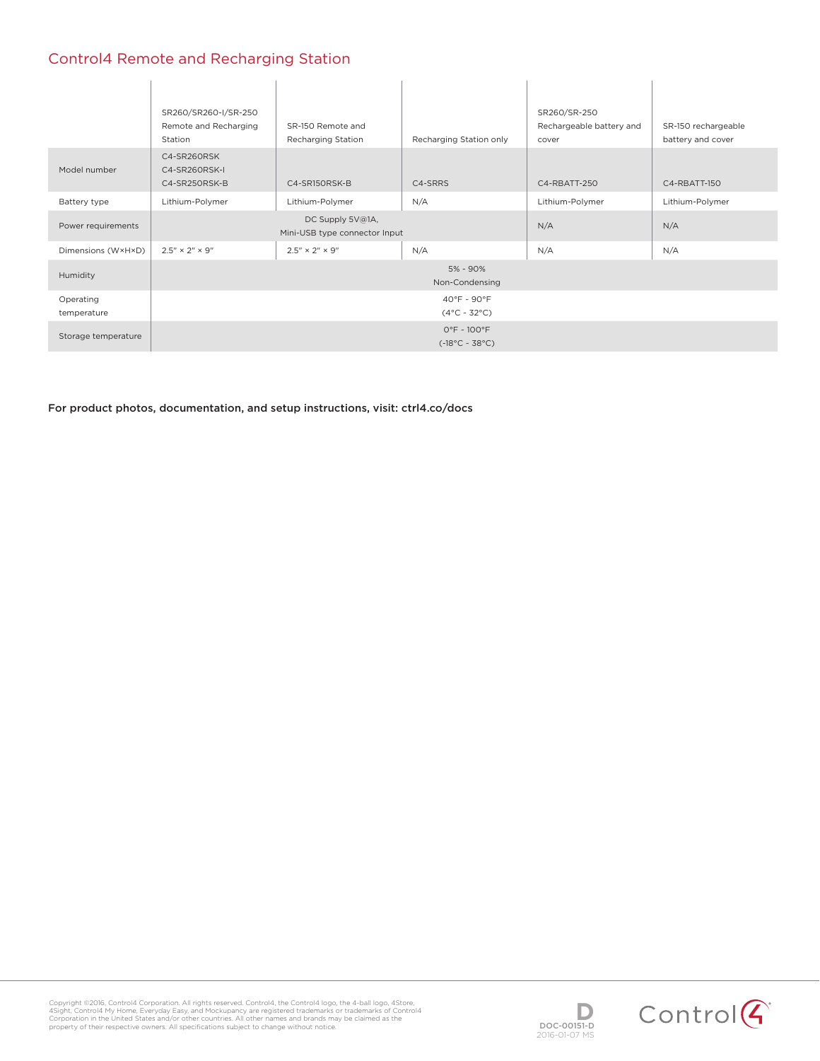## Control4 Remote and Recharging Station

| | SR260/SR260-I/SR-250 Remote and Recharging Station | SR-150 Remote and Recharging Station | Recharging Station only | SR260/SR-250 Rechargeable battery and cover | SR-150 rechargeable battery and cover |
|---|---|---|---|---|---|
| Model number | C4-SR260RSK<br>C4-SR260RSK-I<br>C4-SR250RSK-B | C4-SR150RSK-B | C4-SRRS | C4-RBATT-250 | C4-RBATT-150 |
| Battery type | Lithium-Polymer | Lithium-Polymer | N/A | Lithium-Polymer | Lithium-Polymer |
| Power requirements | DC Supply 5V@1A, Mini-USB type connector Input | | | N/A | N/A |
| Dimensions (W×H×D) | 2.5″ × 2″ × 9″ | 2.5″ × 2″ × 9″ | N/A | N/A | N/A |
| Humidity | 5% - 90% Non-Condensing | | | | |
| Operating temperature | 40°F - 90°F (4°C - 32°C) | | | | |
| Storage temperature | 0°F - 100°F (-18°C - 38°C) | | | | |

**For product photos, documentation, and setup instructions, visit: ctrl4.co/docs**

Copyright ©2016, Control4 Corporation. All rights reserved. Control4, the Control4 logo, the 4-ball logo, 4Store, 4Sight, Control4 My Home, Everyday Easy, and Mockupancy are registered trademarks or trademarks of Control4 Corporation in the United States and/or other countries. All other names and brands may be claimed as the property of their respective owners. All specifications subject to change without notice.

D
DOC-00151-D
2016-01-07 MS

Control4